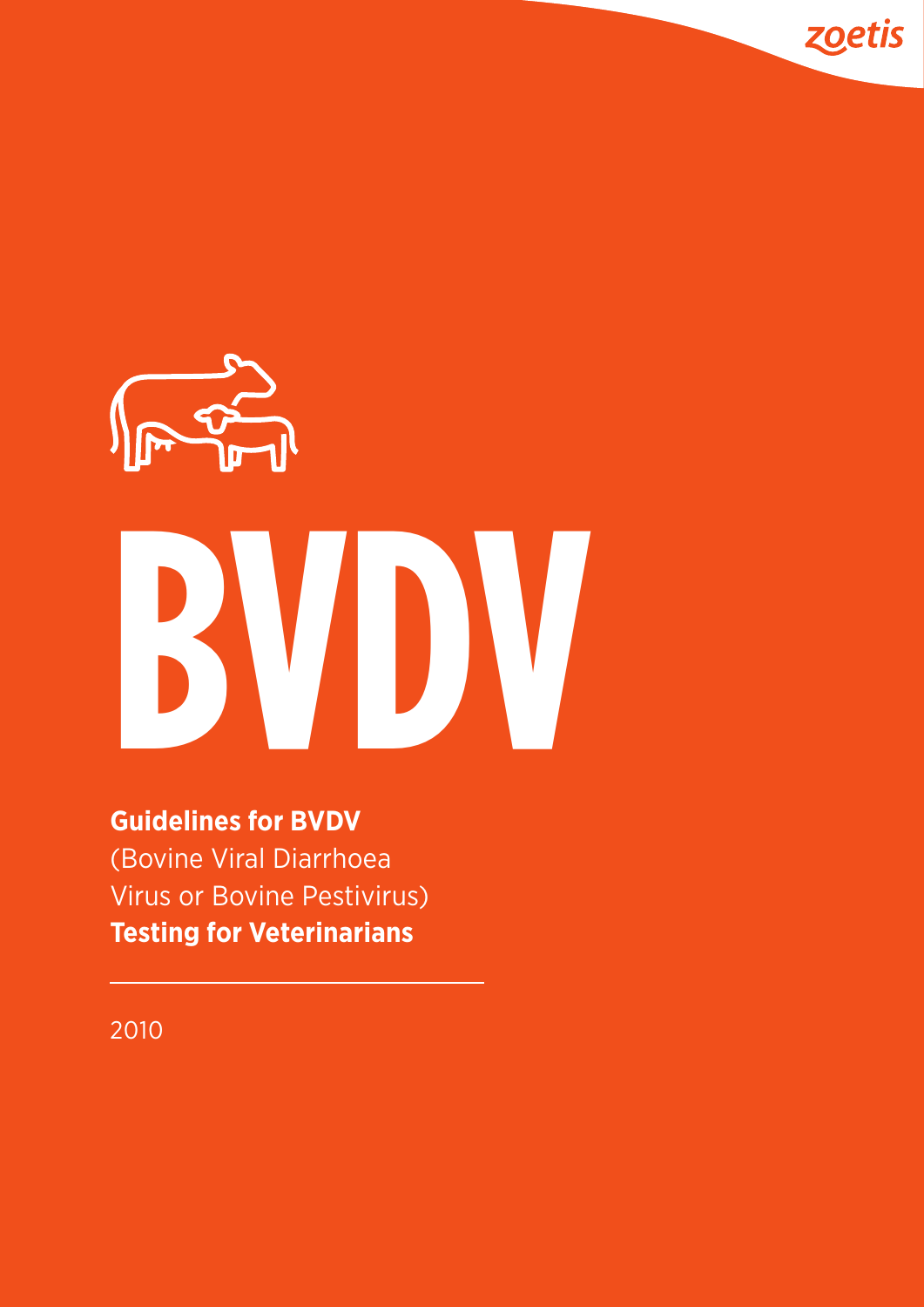zoetis

# BVDV

**Guidelines for BVDV**
(Bovine Viral Diarrhoea
Virus or Bovine Pestivirus)
**Testing for Veterinarians**

2010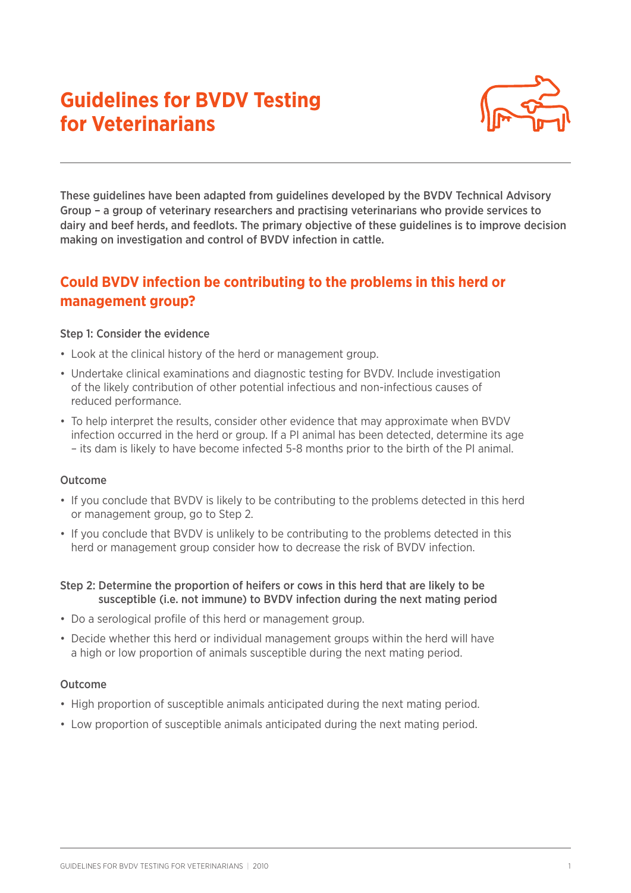# Guidelines for BVDV Testing for Veterinarians

**These guidelines have been adapted from guidelines developed by the BVDV Technical Advisory Group – a group of veterinary researchers and practising veterinarians who provide services to dairy and beef herds, and feedlots. The primary objective of these guidelines is to improve decision making on investigation and control of BVDV infection in cattle.**

## Could BVDV infection be contributing to the problems in this herd or management group?

### Step 1: Consider the evidence

- Look at the clinical history of the herd or management group.
- Undertake clinical examinations and diagnostic testing for BVDV. Include investigation of the likely contribution of other potential infectious and non-infectious causes of reduced performance.
- To help interpret the results, consider other evidence that may approximate when BVDV infection occurred in the herd or group. If a PI animal has been detected, determine its age – its dam is likely to have become infected 5-8 months prior to the birth of the PI animal.

### Outcome

- If you conclude that BVDV is likely to be contributing to the problems detected in this herd or management group, go to Step 2.
- If you conclude that BVDV is unlikely to be contributing to the problems detected in this herd or management group consider how to decrease the risk of BVDV infection.

### Step 2: Determine the proportion of heifers or cows in this herd that are likely to be susceptible (i.e. not immune) to BVDV infection during the next mating period

- Do a serological profile of this herd or management group.
- Decide whether this herd or individual management groups within the herd will have a high or low proportion of animals susceptible during the next mating period.

### Outcome

- High proportion of susceptible animals anticipated during the next mating period.
- Low proportion of susceptible animals anticipated during the next mating period.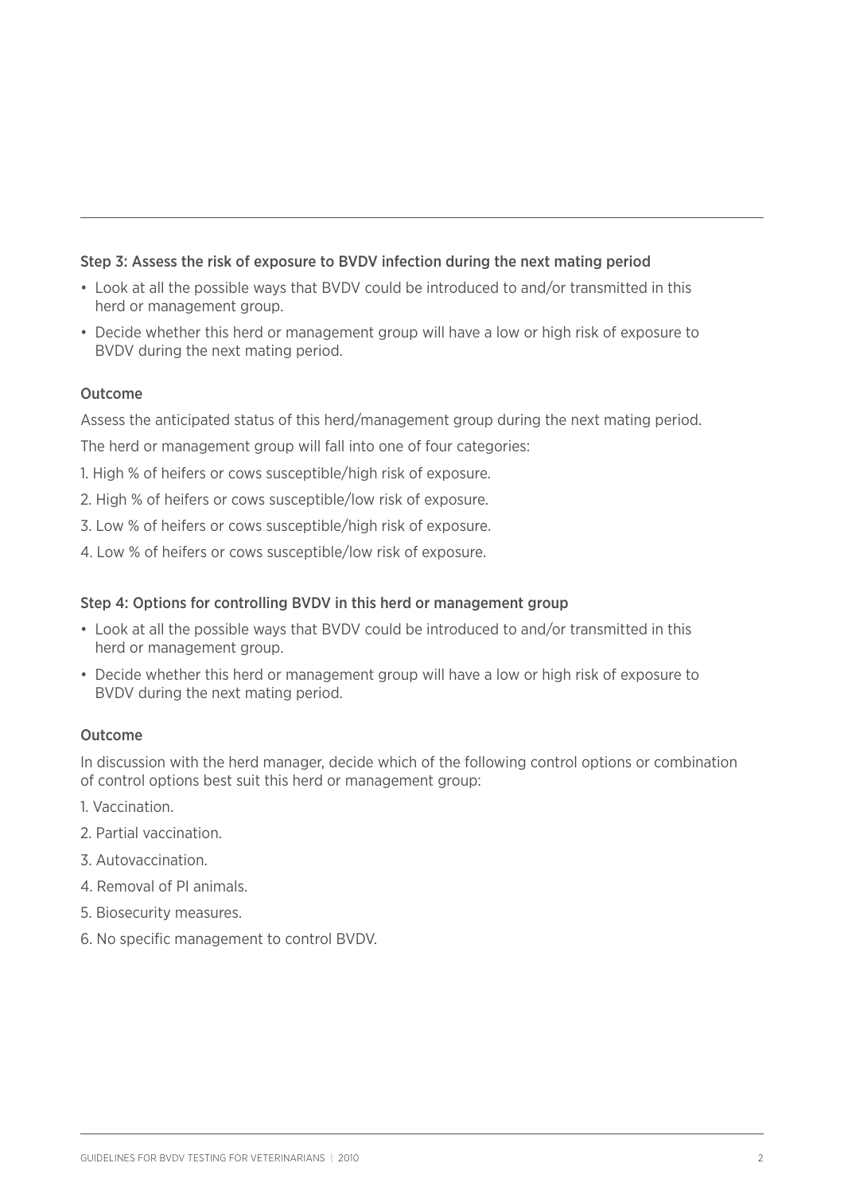### Step 3: Assess the risk of exposure to BVDV infection during the next mating period

- Look at all the possible ways that BVDV could be introduced to and/or transmitted in this herd or management group.
- Decide whether this herd or management group will have a low or high risk of exposure to BVDV during the next mating period.

#### Outcome

Assess the anticipated status of this herd/management group during the next mating period.

The herd or management group will fall into one of four categories:

1. High % of heifers or cows susceptible/high risk of exposure.
2. High % of heifers or cows susceptible/low risk of exposure.
3. Low % of heifers or cows susceptible/high risk of exposure.
4. Low % of heifers or cows susceptible/low risk of exposure.

### Step 4: Options for controlling BVDV in this herd or management group

- Look at all the possible ways that BVDV could be introduced to and/or transmitted in this herd or management group.
- Decide whether this herd or management group will have a low or high risk of exposure to BVDV during the next mating period.

#### Outcome

In discussion with the herd manager, decide which of the following control options or combination of control options best suit this herd or management group:

1. Vaccination.
2. Partial vaccination.
3. Autovaccination.
4. Removal of PI animals.
5. Biosecurity measures.
6. No specific management to control BVDV.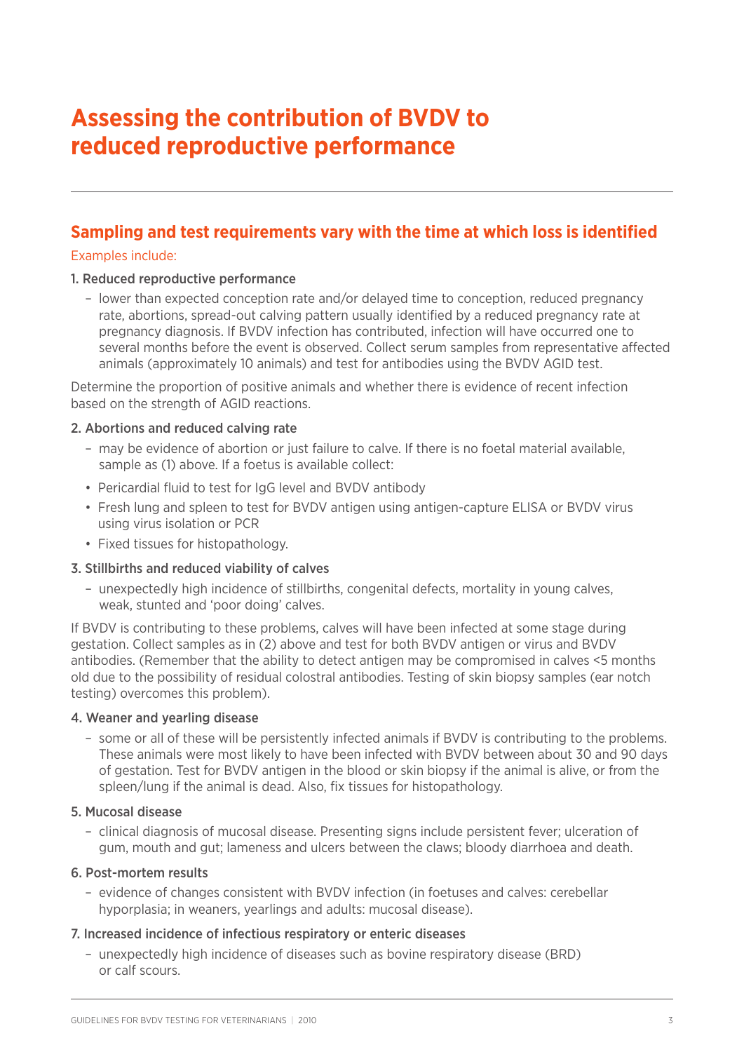# Assessing the contribution of BVDV to reduced reproductive performance

## Sampling and test requirements vary with the time at which loss is identified

Examples include:

### 1. Reduced reproductive performance

– lower than expected conception rate and/or delayed time to conception, reduced pregnancy rate, abortions, spread-out calving pattern usually identified by a reduced pregnancy rate at pregnancy diagnosis. If BVDV infection has contributed, infection will have occurred one to several months before the event is observed. Collect serum samples from representative affected animals (approximately 10 animals) and test for antibodies using the BVDV AGID test.

Determine the proportion of positive animals and whether there is evidence of recent infection based on the strength of AGID reactions.

### 2. Abortions and reduced calving rate

– may be evidence of abortion or just failure to calve. If there is no foetal material available, sample as (1) above. If a foetus is available collect:

- Pericardial fluid to test for IgG level and BVDV antibody
- Fresh lung and spleen to test for BVDV antigen using antigen-capture ELISA or BVDV virus using virus isolation or PCR
- Fixed tissues for histopathology.

### 3. Stillbirths and reduced viability of calves

– unexpectedly high incidence of stillbirths, congenital defects, mortality in young calves, weak, stunted and 'poor doing' calves.

If BVDV is contributing to these problems, calves will have been infected at some stage during gestation. Collect samples as in (2) above and test for both BVDV antigen or virus and BVDV antibodies. (Remember that the ability to detect antigen may be compromised in calves <5 months old due to the possibility of residual colostral antibodies. Testing of skin biopsy samples (ear notch testing) overcomes this problem).

### 4. Weaner and yearling disease

– some or all of these will be persistently infected animals if BVDV is contributing to the problems. These animals were most likely to have been infected with BVDV between about 30 and 90 days of gestation. Test for BVDV antigen in the blood or skin biopsy if the animal is alive, or from the spleen/lung if the animal is dead. Also, fix tissues for histopathology.

### 5. Mucosal disease

– clinical diagnosis of mucosal disease. Presenting signs include persistent fever; ulceration of gum, mouth and gut; lameness and ulcers between the claws; bloody diarrhoea and death.

### 6. Post-mortem results

– evidence of changes consistent with BVDV infection (in foetuses and calves: cerebellar hyporplasia; in weaners, yearlings and adults: mucosal disease).

### 7. Increased incidence of infectious respiratory or enteric diseases

– unexpectedly high incidence of diseases such as bovine respiratory disease (BRD) or calf scours.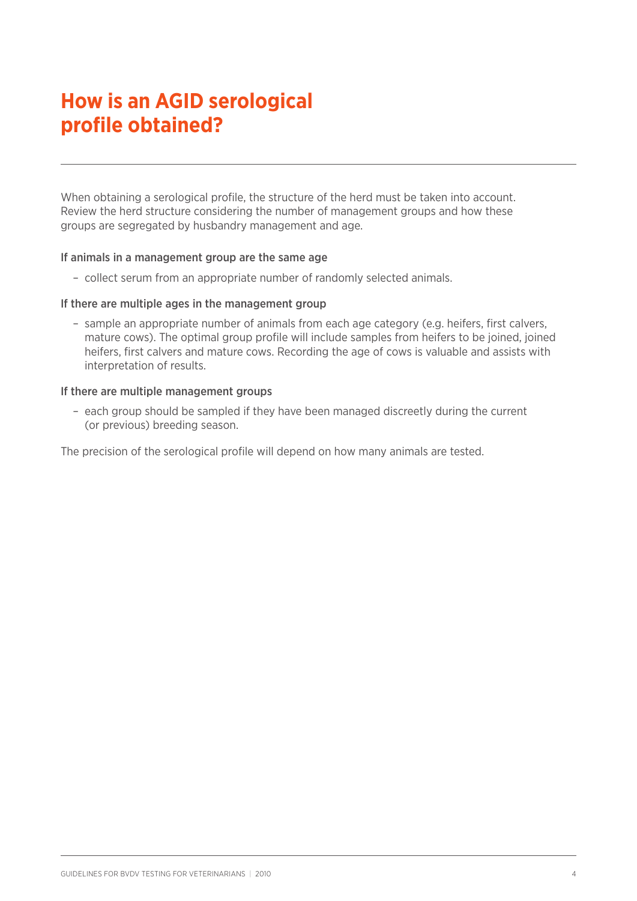# How is an AGID serological profile obtained?

When obtaining a serological profile, the structure of the herd must be taken into account. Review the herd structure considering the number of management groups and how these groups are segregated by husbandry management and age.

**If animals in a management group are the same age**

- collect serum from an appropriate number of randomly selected animals.

**If there are multiple ages in the management group**

- sample an appropriate number of animals from each age category (e.g. heifers, first calvers, mature cows). The optimal group profile will include samples from heifers to be joined, joined heifers, first calvers and mature cows. Recording the age of cows is valuable and assists with interpretation of results.

**If there are multiple management groups**

- each group should be sampled if they have been managed discreetly during the current (or previous) breeding season.

The precision of the serological profile will depend on how many animals are tested.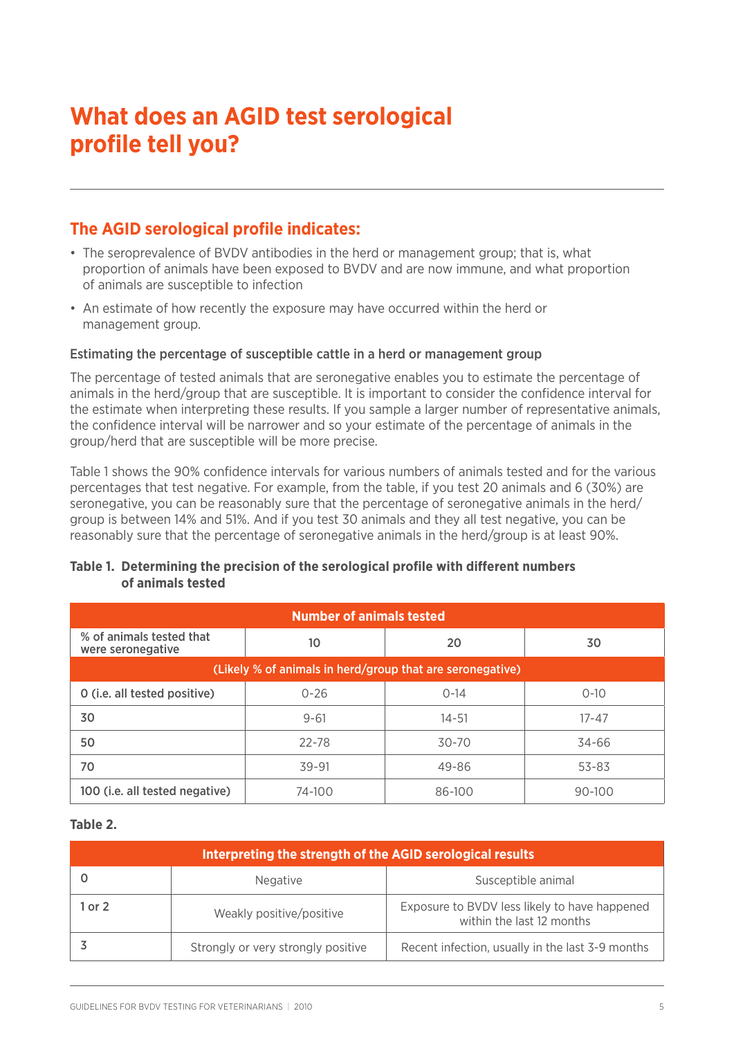# What does an AGID test serological profile tell you?

## The AGID serological profile indicates:

- The seroprevalence of BVDV antibodies in the herd or management group; that is, what proportion of animals have been exposed to BVDV and are now immune, and what proportion of animals are susceptible to infection
- An estimate of how recently the exposure may have occurred within the herd or management group.

### Estimating the percentage of susceptible cattle in a herd or management group

The percentage of tested animals that are seronegative enables you to estimate the percentage of animals in the herd/group that are susceptible. It is important to consider the confidence interval for the estimate when interpreting these results. If you sample a larger number of representative animals, the confidence interval will be narrower and so your estimate of the percentage of animals in the group/herd that are susceptible will be more precise.

Table 1 shows the 90% confidence intervals for various numbers of animals tested and for the various percentages that test negative. For example, from the table, if you test 20 animals and 6 (30%) are seronegative, you can be reasonably sure that the percentage of seronegative animals in the herd/group is between 14% and 51%. And if you test 30 animals and they all test negative, you can be reasonably sure that the percentage of seronegative animals in the herd/group is at least 90%.

**Table 1. Determining the precision of the serological profile with different numbers of animals tested**

| | Number of animals tested | | |
|---|---|---|---|
| % of animals tested that were seronegative | 10 | 20 | 30 |
| | (Likely % of animals in herd/group that are seronegative) | | |
| 0 (i.e. all tested positive) | 0-26 | 0-14 | 0-10 |
| 30 | 9-61 | 14-51 | 17-47 |
| 50 | 22-78 | 30-70 | 34-66 |
| 70 | 39-91 | 49-86 | 53-83 |
| 100 (i.e. all tested negative) | 74-100 | 86-100 | 90-100 |

**Table 2.**

| Interpreting the strength of the AGID serological results | | |
|---|---|---|
| 0 | Negative | Susceptible animal |
| 1 or 2 | Weakly positive/positive | Exposure to BVDV less likely to have happened within the last 12 months |
| 3 | Strongly or very strongly positive | Recent infection, usually in the last 3-9 months |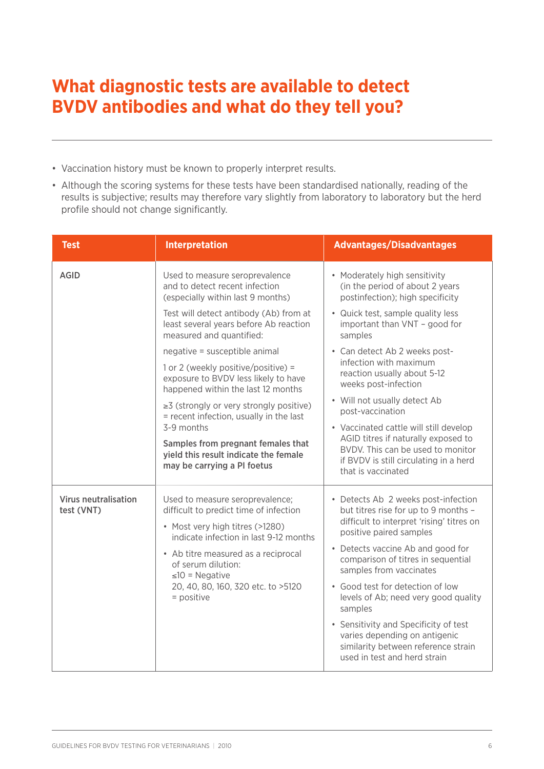# What diagnostic tests are available to detect BVDV antibodies and what do they tell you?

- Vaccination history must be known to properly interpret results.
- Although the scoring systems for these tests have been standardised nationally, reading of the results is subjective; results may therefore vary slightly from laboratory to laboratory but the herd profile should not change significantly.

| Test | Interpretation | Advantages/Disadvantages |
|---|---|---|
| AGID | Used to measure seroprevalence and to detect recent infection (especially within last 9 months)<br><br>Test will detect antibody (Ab) from at least several years before Ab reaction measured and quantified:<br><br>negative = susceptible animal<br><br>1 or 2 (weekly positive/positive) = exposure to BVDV less likely to have happened within the last 12 months<br><br>≥3 (strongly or very strongly positive) = recent infection, usually in the last 3-9 months<br><br>**Samples from pregnant females that yield this result indicate the female may be carrying a PI foetus** | • Moderately high sensitivity (in the period of about 2 years postinfection); high specificity<br>• Quick test, sample quality less important than VNT – good for samples<br>• Can detect Ab 2 weeks post-infection with maximum reaction usually about 5-12 weeks post-infection<br>• Will not usually detect Ab post-vaccination<br>• Vaccinated cattle will still develop AGID titres if naturally exposed to BVDV. This can be used to monitor if BVDV is still circulating in a herd that is vaccinated |
| Virus neutralisation test (VNT) | Used to measure seroprevalence; difficult to predict time of infection<br><br>• Most very high titres (>1280) indicate infection in last 9-12 months<br>• Ab titre measured as a reciprocal of serum dilution:<br>≤10 = Negative<br>20, 40, 80, 160, 320 etc. to >5120 = positive | • Detects Ab 2 weeks post-infection but titres rise for up to 9 months – difficult to interpret 'rising' titres on positive paired samples<br>• Detects vaccine Ab and good for comparison of titres in sequential samples from vaccinates<br>• Good test for detection of low levels of Ab; need very good quality samples<br>• Sensitivity and Specificity of test varies depending on antigenic similarity between reference strain used in test and herd strain |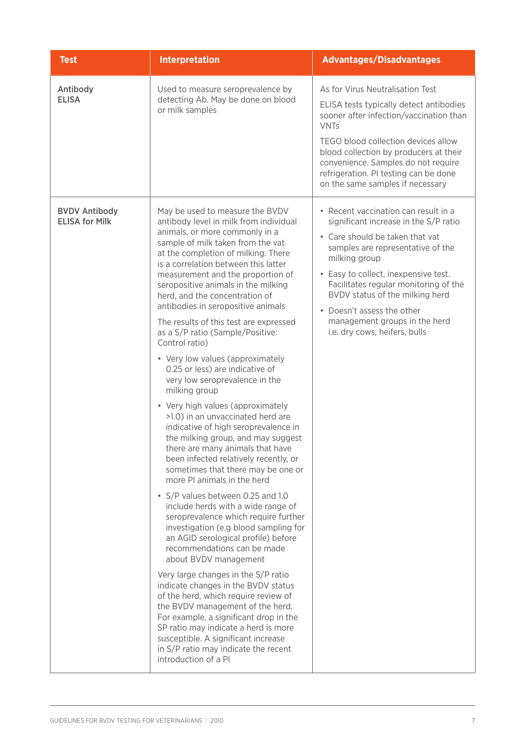| Test | Interpretation | Advantages/Disadvantages |
|---|---|---|
| **Antibody ELISA** | Used to measure seroprevalence by detecting Ab. May be done on blood or milk samples | As for Virus Neutralisation Test<br><br>ELISA tests typically detect antibodies sooner after infection/vaccination than VNTs<br><br>TEGO blood collection devices allow blood collection by producers at their convenience. Samples do not require refrigeration. PI testing can be done on the same samples if necessary |
| **BVDV Antibody ELISA for Milk** | May be used to measure the BVDV antibody level in milk from individual animals, or more commonly in a sample of milk taken from the vat at the completion of milking. There is a correlation between this latter measurement and the proportion of seropositive animals in the milking herd, and the concentration of antibodies in seropositive animals<br><br>The results of this test are expressed as a S/P ratio (Sample/Positive: Control ratio)<br><br>• Very low values (approximately 0.25 or less) are indicative of very low seroprevalence in the milking group<br><br>• Very high values (approximately >1.0) in an unvaccinated herd are indicative of high seroprevalence in the milking group, and may suggest there are many animals that have been infected relatively recently, or sometimes that there may be one or more PI animals in the herd<br><br>• S/P values between 0.25 and 1.0 include herds with a wide range of seroprevalence which require further investigation (e.g blood sampling for an AGID serological profile) before recommendations can be made about BVDV management<br><br>Very large changes in the S/P ratio indicate changes in the BVDV status of the herd, which require review of the BVDV management of the herd. For example, a significant drop in the SP ratio may indicate a herd is more susceptible. A significant increase in S/P ratio may indicate the recent introduction of a PI | • Recent vaccination can result in a significant increase in the S/P ratio<br><br>• Care should be taken that vat samples are representative of the milking group<br><br>• Easy to collect, inexpensive test. Facilitates regular monitoring of the BVDV status of the milking herd<br><br>• Doesn't assess the other management groups in the herd i.e. dry cows, heifers, bulls |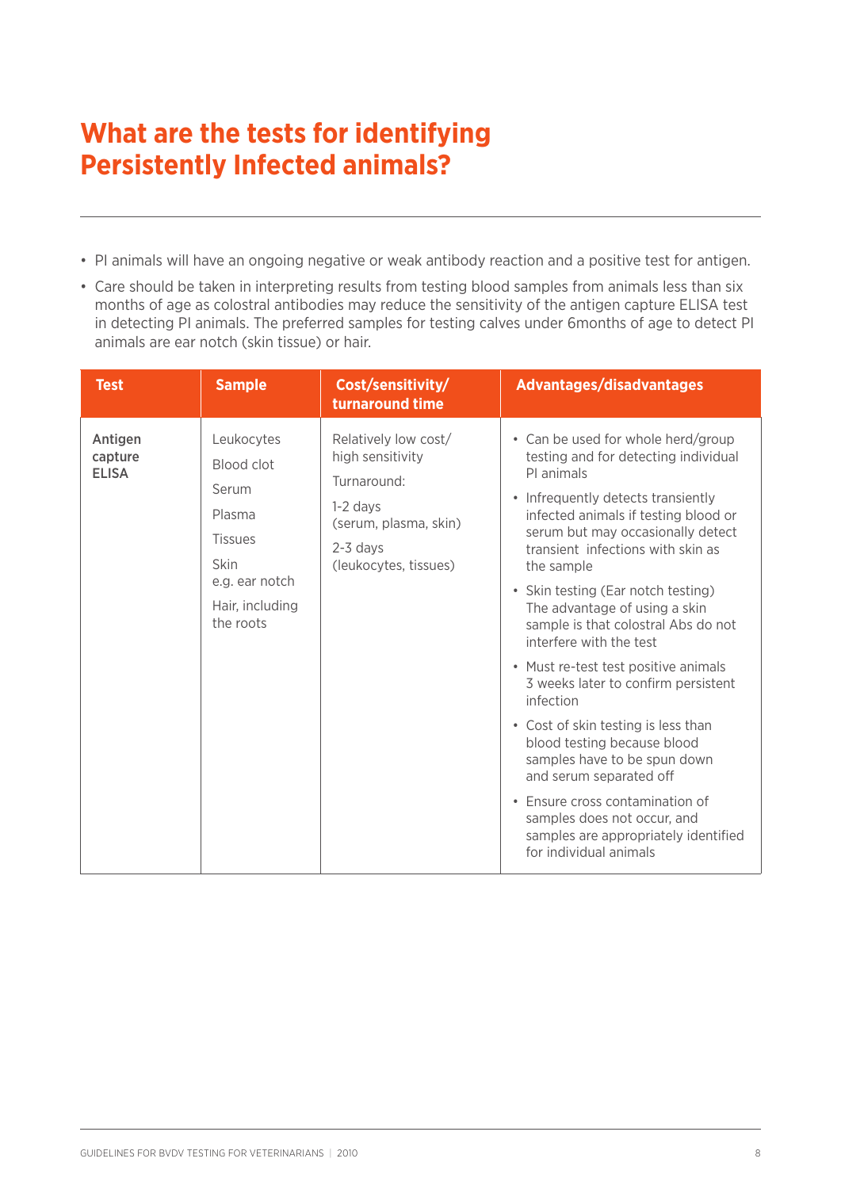# What are the tests for identifying Persistently Infected animals?

- PI animals will have an ongoing negative or weak antibody reaction and a positive test for antigen.
- Care should be taken in interpreting results from testing blood samples from animals less than six months of age as colostral antibodies may reduce the sensitivity of the antigen capture ELISA test in detecting PI animals. The preferred samples for testing calves under 6months of age to detect PI animals are ear notch (skin tissue) or hair.

| Test | Sample | Cost/sensitivity/ turnaround time | Advantages/disadvantages |
|---|---|---|---|
| **Antigen capture ELISA** | Leukocytes<br>Blood clot<br>Serum<br>Plasma<br>Tissues<br>Skin e.g. ear notch<br>Hair, including the roots | Relatively low cost/ high sensitivity<br>Turnaround:<br>1-2 days (serum, plasma, skin)<br>2-3 days (leukocytes, tissues) | • Can be used for whole herd/group testing and for detecting individual PI animals<br>• Infrequently detects transiently infected animals if testing blood or serum but may occasionally detect transient infections with skin as the sample<br>• Skin testing (Ear notch testing) The advantage of using a skin sample is that colostral Abs do not interfere with the test<br>• Must re-test positive animals 3 weeks later to confirm persistent infection<br>• Cost of skin testing is less than blood testing because blood samples have to be spun down and serum separated off<br>• Ensure cross contamination of samples does not occur, and samples are appropriately identified for individual animals |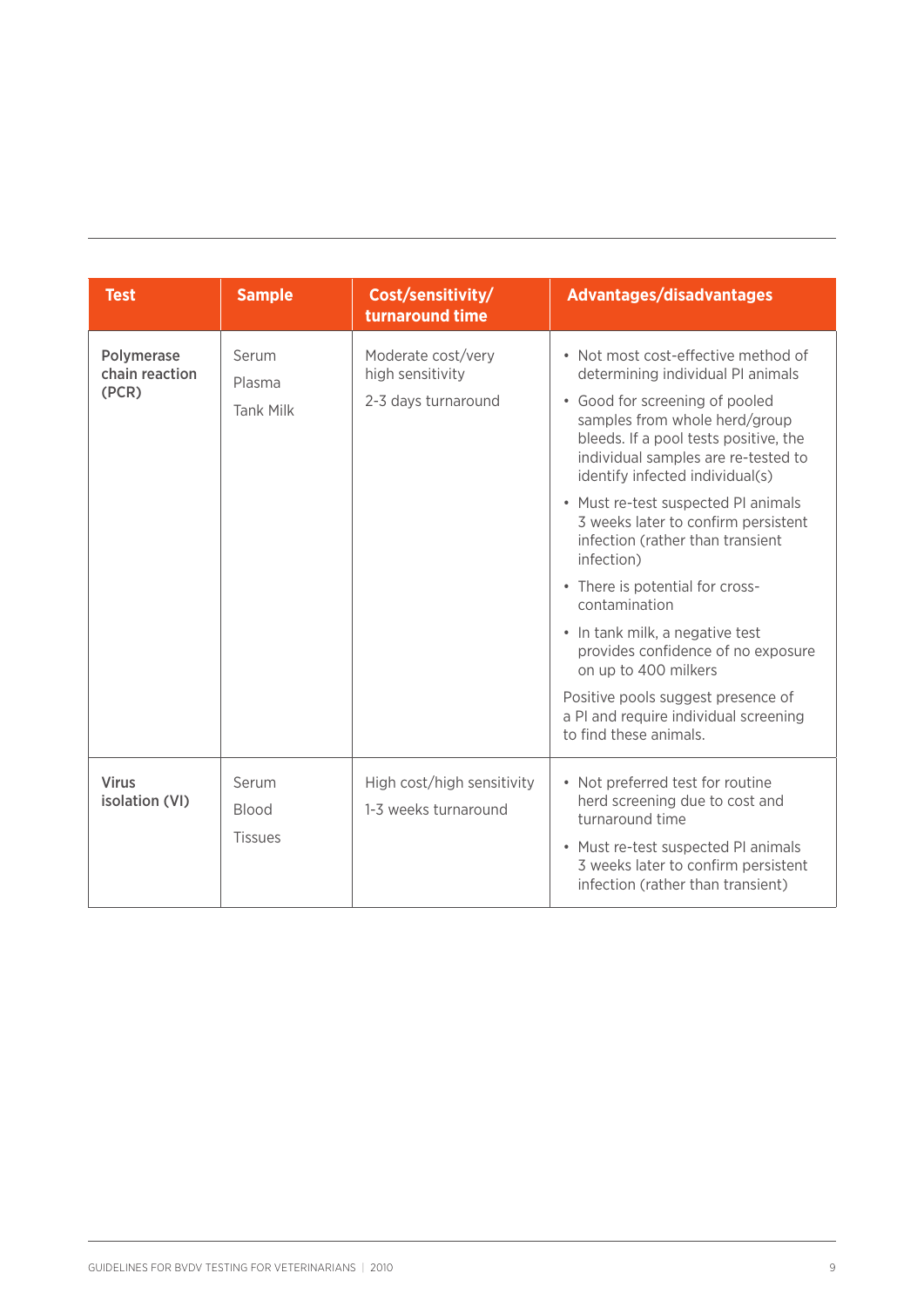| Test | Sample | Cost/sensitivity/ turnaround time | Advantages/disadvantages |
|---|---|---|---|
| **Polymerase chain reaction (PCR)** | Serum<br>Plasma<br>Tank Milk | Moderate cost/very high sensitivity<br>2-3 days turnaround | • Not most cost-effective method of determining individual PI animals<br>• Good for screening of pooled samples from whole herd/group bleeds. If a pool tests positive, the individual samples are re-tested to identify infected individual(s)<br>• Must re-test suspected PI animals 3 weeks later to confirm persistent infection (rather than transient infection)<br>• There is potential for cross-contamination<br>• In tank milk, a negative test provides confidence of no exposure on up to 400 milkers<br>Positive pools suggest presence of a PI and require individual screening to find these animals. |
| **Virus isolation (VI)** | Serum<br>Blood<br>Tissues | High cost/high sensitivity<br>1-3 weeks turnaround | • Not preferred test for routine herd screening due to cost and turnaround time<br>• Must re-test suspected PI animals 3 weeks later to confirm persistent infection (rather than transient) |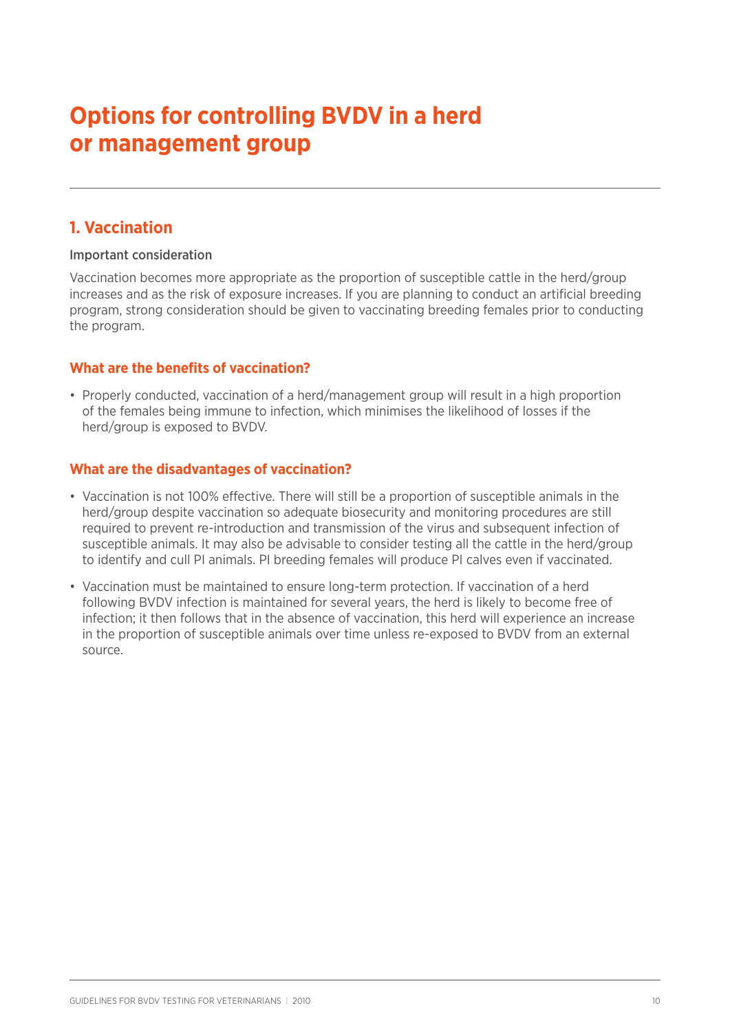# Options for controlling BVDV in a herd or management group

## 1. Vaccination

Important consideration

Vaccination becomes more appropriate as the proportion of susceptible cattle in the herd/group increases and as the risk of exposure increases. If you are planning to conduct an artificial breeding program, strong consideration should be given to vaccinating breeding females prior to conducting the program.

### What are the benefits of vaccination?

- Properly conducted, vaccination of a herd/management group will result in a high proportion of the females being immune to infection, which minimises the likelihood of losses if the herd/group is exposed to BVDV.

### What are the disadvantages of vaccination?

- Vaccination is not 100% effective. There will still be a proportion of susceptible animals in the herd/group despite vaccination so adequate biosecurity and monitoring procedures are still required to prevent re-introduction and transmission of the virus and subsequent infection of susceptible animals. It may also be advisable to consider testing all the cattle in the herd/group to identify and cull PI animals. PI breeding females will produce PI calves even if vaccinated.
- Vaccination must be maintained to ensure long-term protection. If vaccination of a herd following BVDV infection is maintained for several years, the herd is likely to become free of infection; it then follows that in the absence of vaccination, this herd will experience an increase in the proportion of susceptible animals over time unless re-exposed to BVDV from an external source.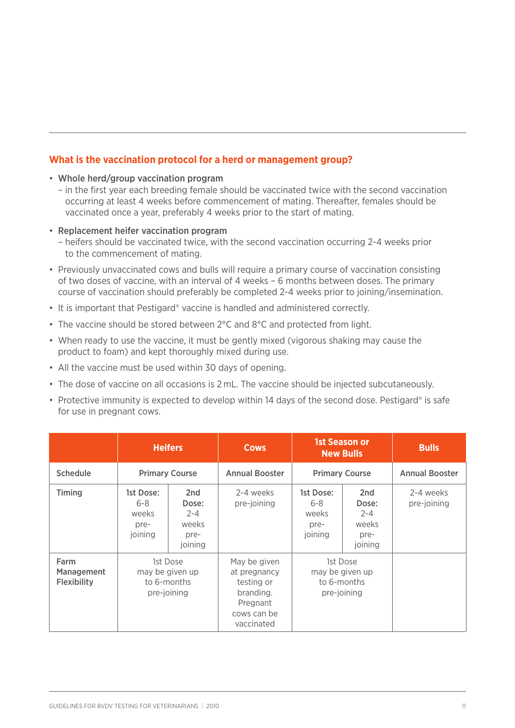## What is the vaccination protocol for a herd or management group?

- Whole herd/group vaccination program
  - in the first year each breeding female should be vaccinated twice with the second vaccination occurring at least 4 weeks before commencement of mating. Thereafter, females should be vaccinated once a year, preferably 4 weeks prior to the start of mating.
- Replacement heifer vaccination program
  - heifers should be vaccinated twice, with the second vaccination occurring 2-4 weeks prior to the commencement of mating.
- Previously unvaccinated cows and bulls will require a primary course of vaccination consisting of two doses of vaccine, with an interval of 4 weeks – 6 months between doses. The primary course of vaccination should preferably be completed 2-4 weeks prior to joining/insemination.
- It is important that Pestigard® vaccine is handled and administered correctly.
- The vaccine should be stored between 2°C and 8°C and protected from light.
- When ready to use the vaccine, it must be gently mixed (vigorous shaking may cause the product to foam) and kept thoroughly mixed during use.
- All the vaccine must be used within 30 days of opening.
- The dose of vaccine on all occasions is 2 mL. The vaccine should be injected subcutaneously.
- Protective immunity is expected to develop within 14 days of the second dose. Pestigard® is safe for use in pregnant cows.

| | Heifers | | Cows | 1st Season or New Bulls | | Bulls |
|---|---|---|---|---|---|---|
| **Schedule** | Primary Course | | Annual Booster | Primary Course | | Annual Booster |
| **Timing** | 1st Dose: 6-8 weeks pre-joining | 2nd Dose: 2-4 weeks pre-joining | 2-4 weeks pre-joining | 1st Dose: 6-8 weeks pre-joining | 2nd Dose: 2-4 weeks pre-joining | 2-4 weeks pre-joining |
| **Farm Management Flexibility** | 1st Dose may be given up to 6-months pre-joining | | May be given at pregnancy testing or branding. Pregnant cows can be vaccinated | 1st Dose may be given up to 6-months pre-joining | | |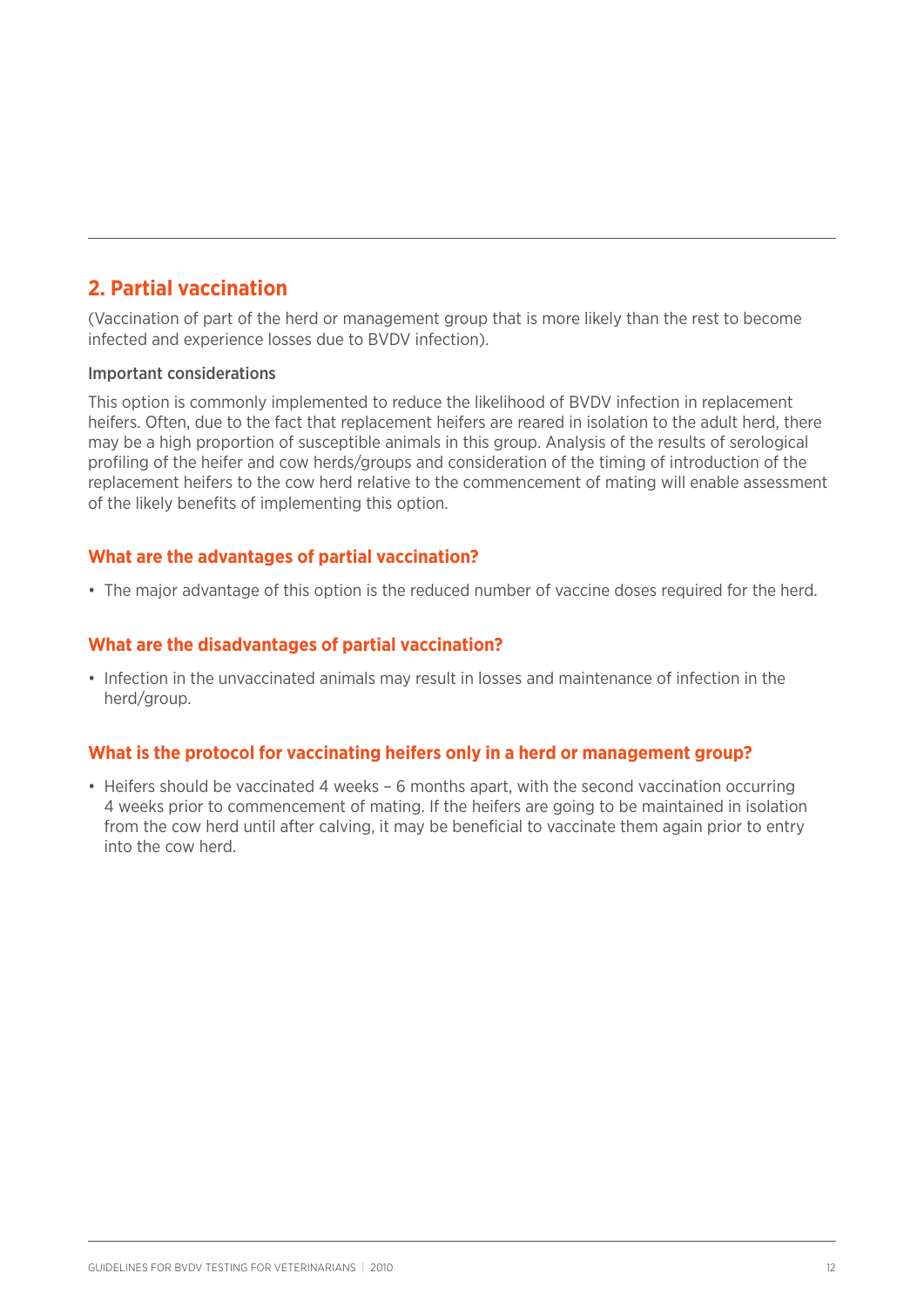## 2. Partial vaccination

(Vaccination of part of the herd or management group that is more likely than the rest to become infected and experience losses due to BVDV infection).

### Important considerations

This option is commonly implemented to reduce the likelihood of BVDV infection in replacement heifers. Often, due to the fact that replacement heifers are reared in isolation to the adult herd, there may be a high proportion of susceptible animals in this group. Analysis of the results of serological profiling of the heifer and cow herds/groups and consideration of the timing of introduction of the replacement heifers to the cow herd relative to the commencement of mating will enable assessment of the likely benefits of implementing this option.

### What are the advantages of partial vaccination?

- The major advantage of this option is the reduced number of vaccine doses required for the herd.

### What are the disadvantages of partial vaccination?

- Infection in the unvaccinated animals may result in losses and maintenance of infection in the herd/group.

### What is the protocol for vaccinating heifers only in a herd or management group?

- Heifers should be vaccinated 4 weeks – 6 months apart, with the second vaccination occurring 4 weeks prior to commencement of mating. If the heifers are going to be maintained in isolation from the cow herd until after calving, it may be beneficial to vaccinate them again prior to entry into the cow herd.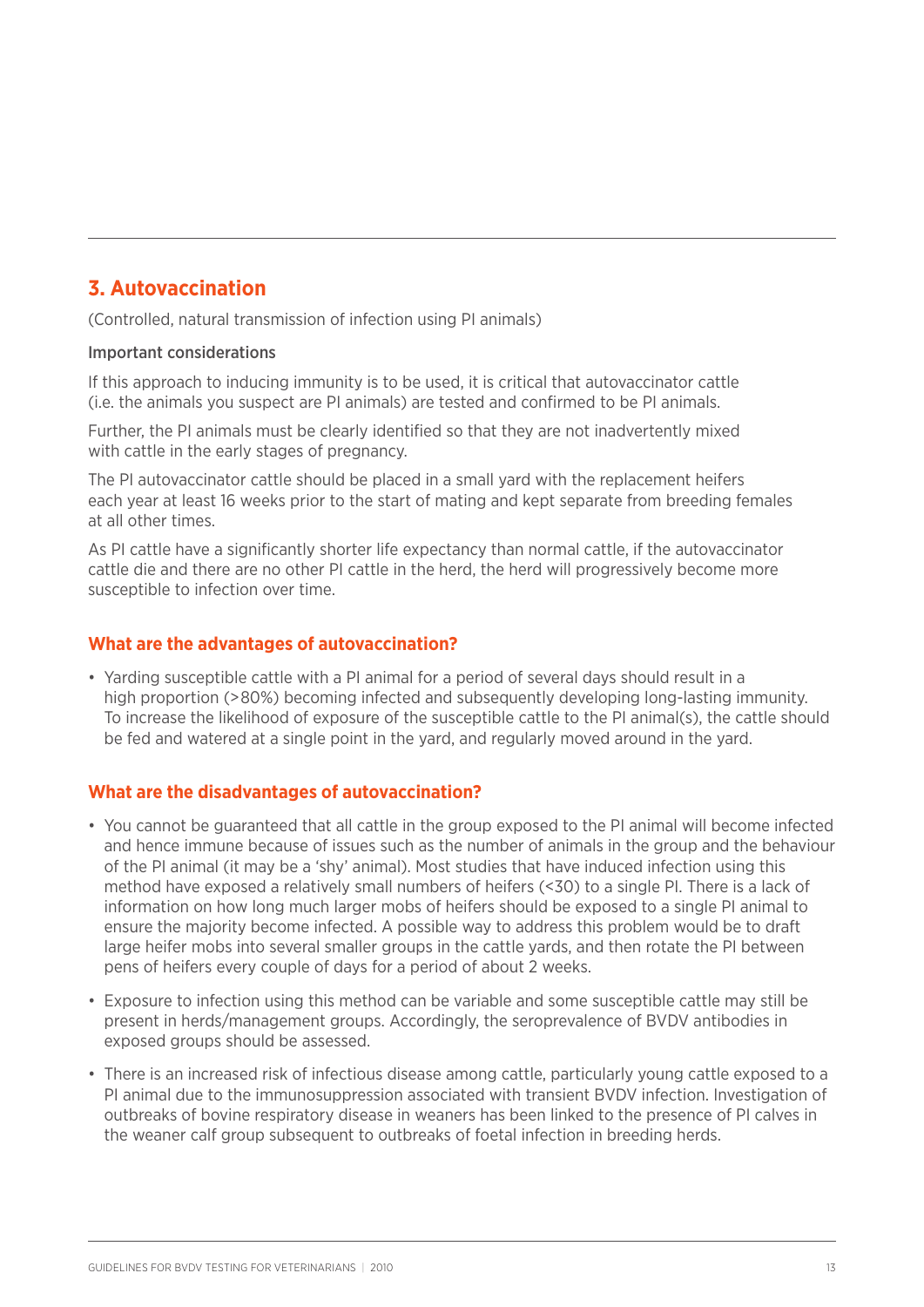## 3. Autovaccination

(Controlled, natural transmission of infection using PI animals)

### Important considerations

If this approach to inducing immunity is to be used, it is critical that autovaccinator cattle (i.e. the animals you suspect are PI animals) are tested and confirmed to be PI animals.

Further, the PI animals must be clearly identified so that they are not inadvertently mixed with cattle in the early stages of pregnancy.

The PI autovaccinator cattle should be placed in a small yard with the replacement heifers each year at least 16 weeks prior to the start of mating and kept separate from breeding females at all other times.

As PI cattle have a significantly shorter life expectancy than normal cattle, if the autovaccinator cattle die and there are no other PI cattle in the herd, the herd will progressively become more susceptible to infection over time.

### What are the advantages of autovaccination?

- Yarding susceptible cattle with a PI animal for a period of several days should result in a high proportion (>80%) becoming infected and subsequently developing long-lasting immunity. To increase the likelihood of exposure of the susceptible cattle to the PI animal(s), the cattle should be fed and watered at a single point in the yard, and regularly moved around in the yard.

### What are the disadvantages of autovaccination?

- You cannot be guaranteed that all cattle in the group exposed to the PI animal will become infected and hence immune because of issues such as the number of animals in the group and the behaviour of the PI animal (it may be a 'shy' animal). Most studies that have induced infection using this method have exposed a relatively small numbers of heifers (<30) to a single PI. There is a lack of information on how long much larger mobs of heifers should be exposed to a single PI animal to ensure the majority become infected. A possible way to address this problem would be to draft large heifer mobs into several smaller groups in the cattle yards, and then rotate the PI between pens of heifers every couple of days for a period of about 2 weeks.
- Exposure to infection using this method can be variable and some susceptible cattle may still be present in herds/management groups. Accordingly, the seroprevalence of BVDV antibodies in exposed groups should be assessed.
- There is an increased risk of infectious disease among cattle, particularly young cattle exposed to a PI animal due to the immunosuppression associated with transient BVDV infection. Investigation of outbreaks of bovine respiratory disease in weaners has been linked to the presence of PI calves in the weaner calf group subsequent to outbreaks of foetal infection in breeding herds.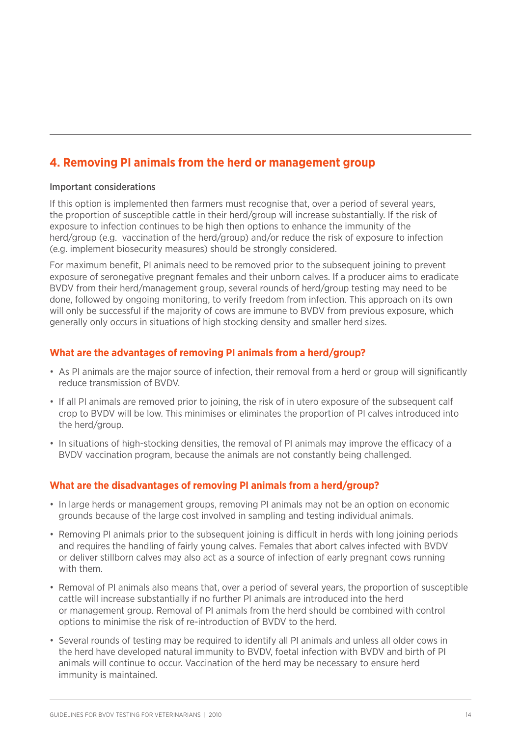## 4. Removing PI animals from the herd or management group

Important considerations

If this option is implemented then farmers must recognise that, over a period of several years, the proportion of susceptible cattle in their herd/group will increase substantially. If the risk of exposure to infection continues to be high then options to enhance the immunity of the herd/group (e.g. vaccination of the herd/group) and/or reduce the risk of exposure to infection (e.g. implement biosecurity measures) should be strongly considered.

For maximum benefit, PI animals need to be removed prior to the subsequent joining to prevent exposure of seronegative pregnant females and their unborn calves. If a producer aims to eradicate BVDV from their herd/management group, several rounds of herd/group testing may need to be done, followed by ongoing monitoring, to verify freedom from infection. This approach on its own will only be successful if the majority of cows are immune to BVDV from previous exposure, which generally only occurs in situations of high stocking density and smaller herd sizes.

### What are the advantages of removing PI animals from a herd/group?

- As PI animals are the major source of infection, their removal from a herd or group will significantly reduce transmission of BVDV.
- If all PI animals are removed prior to joining, the risk of in utero exposure of the subsequent calf crop to BVDV will be low. This minimises or eliminates the proportion of PI calves introduced into the herd/group.
- In situations of high-stocking densities, the removal of PI animals may improve the efficacy of a BVDV vaccination program, because the animals are not constantly being challenged.

### What are the disadvantages of removing PI animals from a herd/group?

- In large herds or management groups, removing PI animals may not be an option on economic grounds because of the large cost involved in sampling and testing individual animals.
- Removing PI animals prior to the subsequent joining is difficult in herds with long joining periods and requires the handling of fairly young calves. Females that abort calves infected with BVDV or deliver stillborn calves may also act as a source of infection of early pregnant cows running with them.
- Removal of PI animals also means that, over a period of several years, the proportion of susceptible cattle will increase substantially if no further PI animals are introduced into the herd or management group. Removal of PI animals from the herd should be combined with control options to minimise the risk of re-introduction of BVDV to the herd.
- Several rounds of testing may be required to identify all PI animals and unless all older cows in the herd have developed natural immunity to BVDV, foetal infection with BVDV and birth of PI animals will continue to occur. Vaccination of the herd may be necessary to ensure herd immunity is maintained.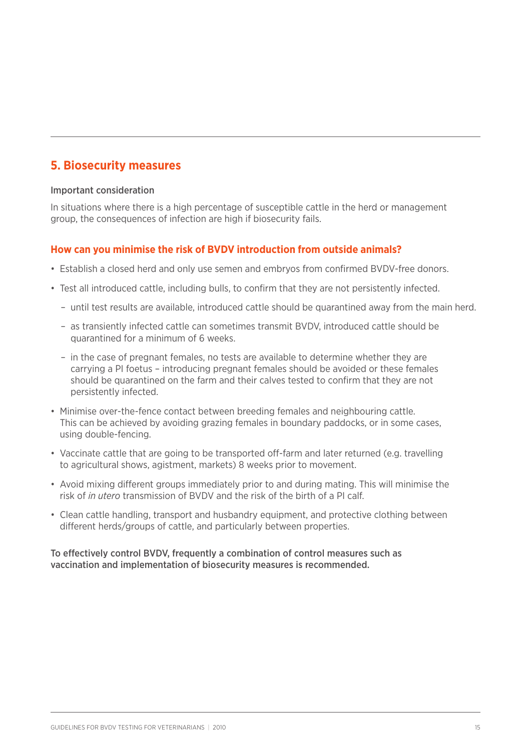## 5. Biosecurity measures

Important consideration

In situations where there is a high percentage of susceptible cattle in the herd or management group, the consequences of infection are high if biosecurity fails.

### How can you minimise the risk of BVDV introduction from outside animals?

- Establish a closed herd and only use semen and embryos from confirmed BVDV-free donors.
- Test all introduced cattle, including bulls, to confirm that they are not persistently infected.
  - until test results are available, introduced cattle should be quarantined away from the main herd.
  - as transiently infected cattle can sometimes transmit BVDV, introduced cattle should be quarantined for a minimum of 6 weeks.
  - in the case of pregnant females, no tests are available to determine whether they are carrying a PI foetus – introducing pregnant females should be avoided or these females should be quarantined on the farm and their calves tested to confirm that they are not persistently infected.
- Minimise over-the-fence contact between breeding females and neighbouring cattle. This can be achieved by avoiding grazing females in boundary paddocks, or in some cases, using double-fencing.
- Vaccinate cattle that are going to be transported off-farm and later returned (e.g. travelling to agricultural shows, agistment, markets) 8 weeks prior to movement.
- Avoid mixing different groups immediately prior to and during mating. This will minimise the risk of *in utero* transmission of BVDV and the risk of the birth of a PI calf.
- Clean cattle handling, transport and husbandry equipment, and protective clothing between different herds/groups of cattle, and particularly between properties.

To effectively control BVDV, frequently a combination of control measures such as vaccination and implementation of biosecurity measures is recommended.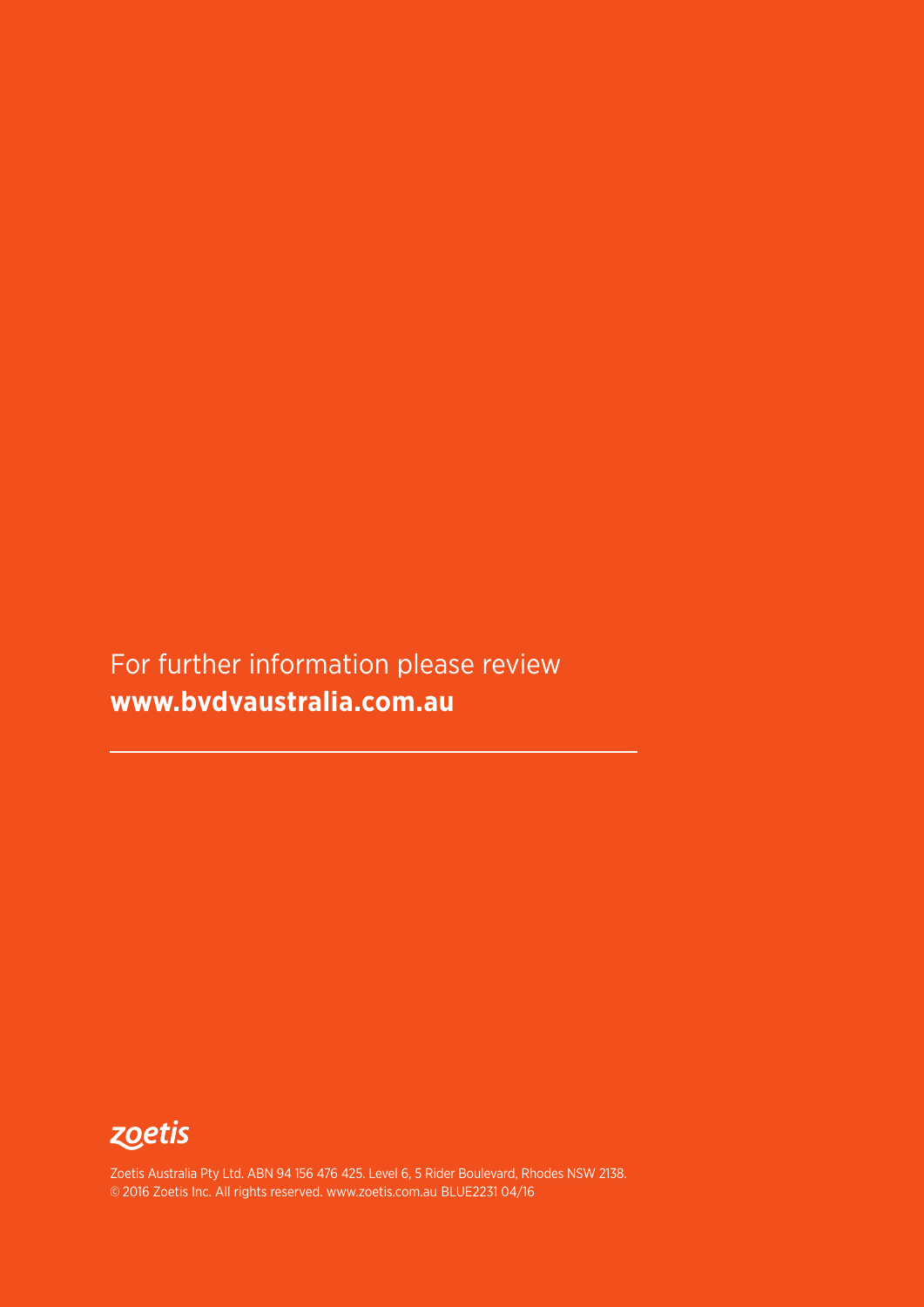For further information please review
**www.bvdvaustralia.com.au**

zoetis

Zoetis Australia Pty Ltd. ABN 94 156 476 425. Level 6, 5 Rider Boulevard, Rhodes NSW 2138.
© 2016 Zoetis Inc. All rights reserved. www.zoetis.com.au BLUE2231 04/16